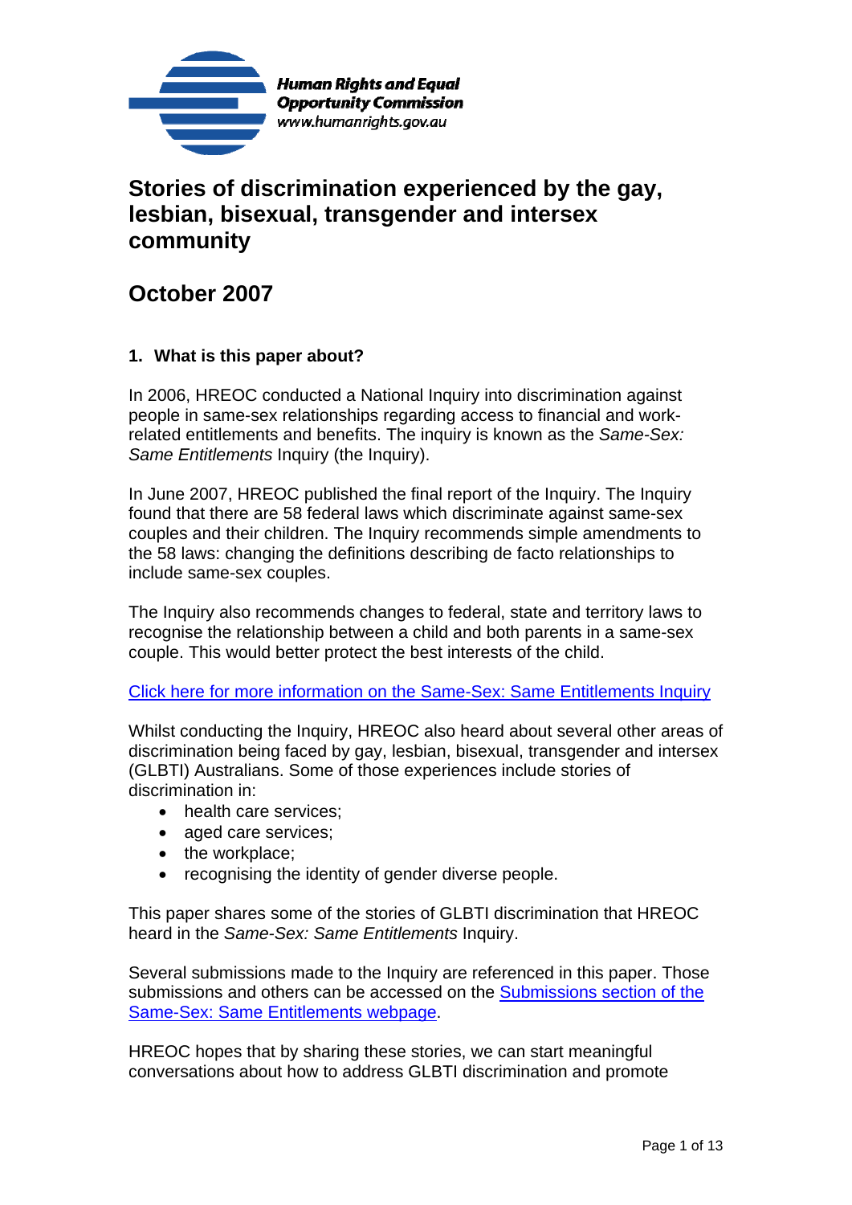Human Rights and Equal Opportunity Commission
www.humanrights.gov.au

# Stories of discrimination experienced by the gay, lesbian, bisexual, transgender and intersex community

# October 2007

### 1. What is this paper about?

In 2006, HREOC conducted a National Inquiry into discrimination against people in same-sex relationships regarding access to financial and work-related entitlements and benefits. The inquiry is known as the *Same-Sex: Same Entitlements* Inquiry (the Inquiry).

In June 2007, HREOC published the final report of the Inquiry. The Inquiry found that there are 58 federal laws which discriminate against same-sex couples and their children. The Inquiry recommends simple amendments to the 58 laws: changing the definitions describing de facto relationships to include same-sex couples.

The Inquiry also recommends changes to federal, state and territory laws to recognise the relationship between a child and both parents in a same-sex couple. This would better protect the best interests of the child.

[Click here for more information on the Same-Sex: Same Entitlements Inquiry]

Whilst conducting the Inquiry, HREOC also heard about several other areas of discrimination being faced by gay, lesbian, bisexual, transgender and intersex (GLBTI) Australians. Some of those experiences include stories of discrimination in:

- health care services;
- aged care services;
- the workplace;
- recognising the identity of gender diverse people.

This paper shares some of the stories of GLBTI discrimination that HREOC heard in the *Same-Sex: Same Entitlements* Inquiry.

Several submissions made to the Inquiry are referenced in this paper. Those submissions and others can be accessed on the [Submissions section of the Same-Sex: Same Entitlements webpage].

HREOC hopes that by sharing these stories, we can start meaningful conversations about how to address GLBTI discrimination and promote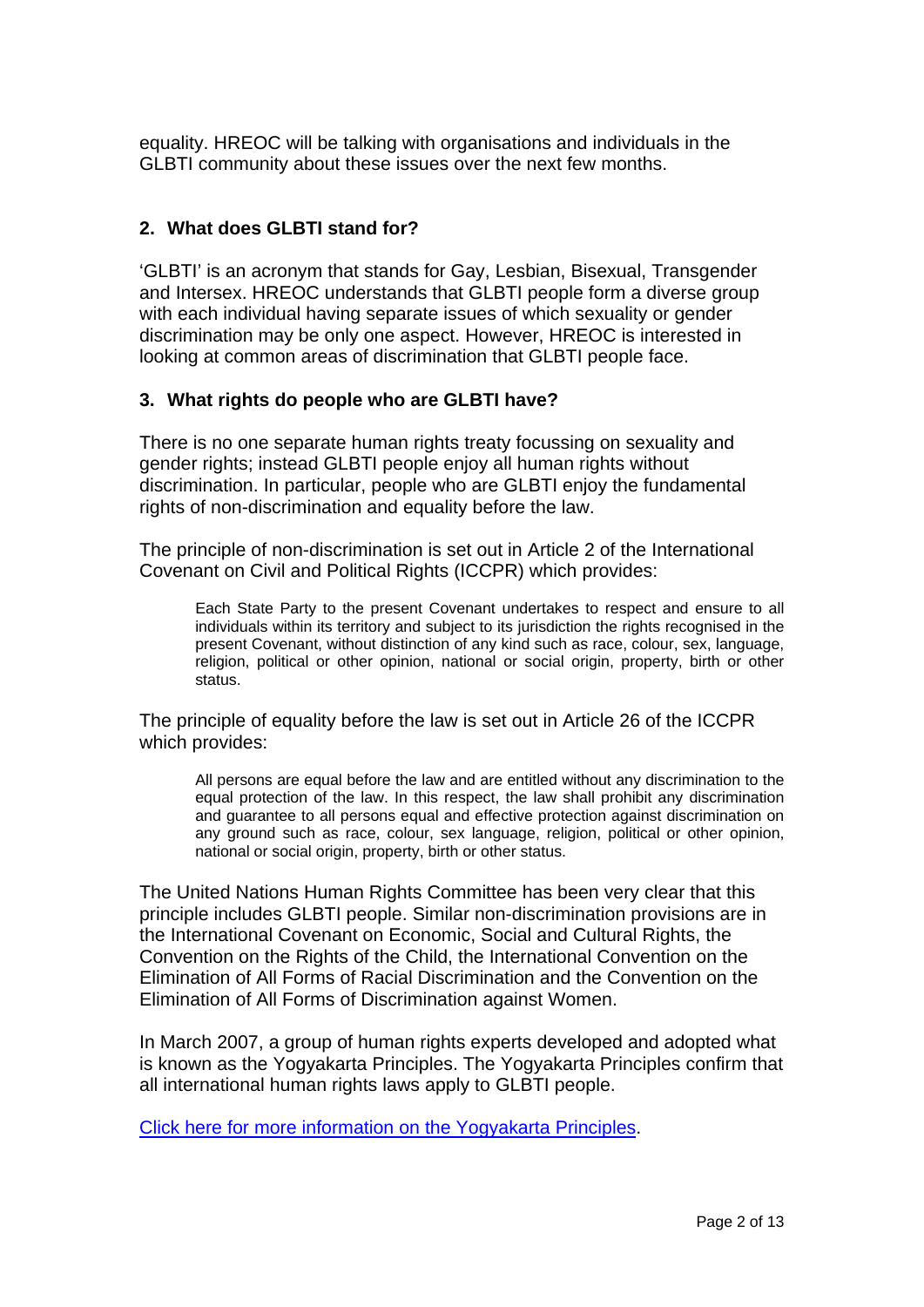equality. HREOC will be talking with organisations and individuals in the GLBTI community about these issues over the next few months.

## 2. What does GLBTI stand for?

'GLBTI' is an acronym that stands for Gay, Lesbian, Bisexual, Transgender and Intersex. HREOC understands that GLBTI people form a diverse group with each individual having separate issues of which sexuality or gender discrimination may be only one aspect. However, HREOC is interested in looking at common areas of discrimination that GLBTI people face.

## 3. What rights do people who are GLBTI have?

There is no one separate human rights treaty focussing on sexuality and gender rights; instead GLBTI people enjoy all human rights without discrimination. In particular, people who are GLBTI enjoy the fundamental rights of non-discrimination and equality before the law.

The principle of non-discrimination is set out in Article 2 of the International Covenant on Civil and Political Rights (ICCPR) which provides:

> Each State Party to the present Covenant undertakes to respect and ensure to all individuals within its territory and subject to its jurisdiction the rights recognised in the present Covenant, without distinction of any kind such as race, colour, sex, language, religion, political or other opinion, national or social origin, property, birth or other status.

The principle of equality before the law is set out in Article 26 of the ICCPR which provides:

> All persons are equal before the law and are entitled without any discrimination to the equal protection of the law. In this respect, the law shall prohibit any discrimination and guarantee to all persons equal and effective protection against discrimination on any ground such as race, colour, sex language, religion, political or other opinion, national or social origin, property, birth or other status.

The United Nations Human Rights Committee has been very clear that this principle includes GLBTI people. Similar non-discrimination provisions are in the International Covenant on Economic, Social and Cultural Rights, the Convention on the Rights of the Child, the International Convention on the Elimination of All Forms of Racial Discrimination and the Convention on the Elimination of All Forms of Discrimination against Women.

In March 2007, a group of human rights experts developed and adopted what is known as the Yogyakarta Principles. The Yogyakarta Principles confirm that all international human rights laws apply to GLBTI people.

Click here for more information on the Yogyakarta Principles.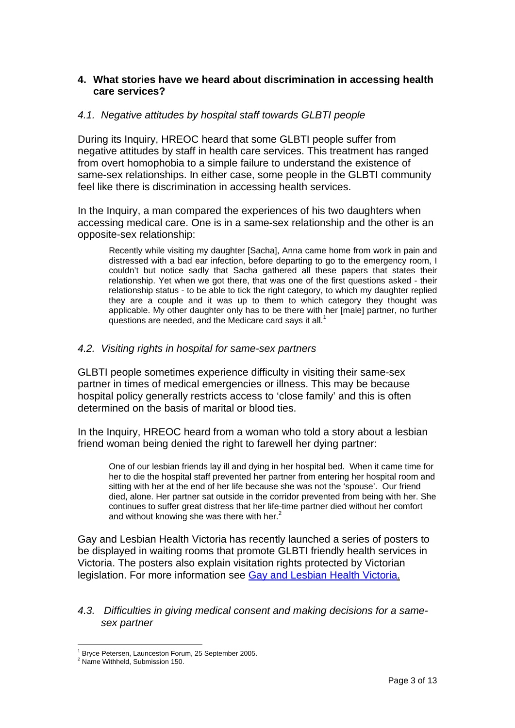## 4. What stories have we heard about discrimination in accessing health care services?

### *4.1. Negative attitudes by hospital staff towards GLBTI people*

During its Inquiry, HREOC heard that some GLBTI people suffer from negative attitudes by staff in health care services. This treatment has ranged from overt homophobia to a simple failure to understand the existence of same-sex relationships. In either case, some people in the GLBTI community feel like there is discrimination in accessing health services.

In the Inquiry, a man compared the experiences of his two daughters when accessing medical care. One is in a same-sex relationship and the other is an opposite-sex relationship:

> Recently while visiting my daughter [Sacha], Anna came home from work in pain and distressed with a bad ear infection, before departing to go to the emergency room, I couldn't but notice sadly that Sacha gathered all these papers that states their relationship. Yet when we got there, that was one of the first questions asked - their relationship status - to be able to tick the right category, to which my daughter replied they are a couple and it was up to them to which category they thought was applicable. My other daughter only has to be there with her [male] partner, no further questions are needed, and the Medicare card says it all.[1]

### *4.2. Visiting rights in hospital for same-sex partners*

GLBTI people sometimes experience difficulty in visiting their same-sex partner in times of medical emergencies or illness. This may be because hospital policy generally restricts access to 'close family' and this is often determined on the basis of marital or blood ties.

In the Inquiry, HREOC heard from a woman who told a story about a lesbian friend woman being denied the right to farewell her dying partner:

> One of our lesbian friends lay ill and dying in her hospital bed. When it came time for her to die the hospital staff prevented her partner from entering her hospital room and sitting with her at the end of her life because she was not the 'spouse'. Our friend died, alone. Her partner sat outside in the corridor prevented from being with her. She continues to suffer great distress that her life-time partner died without her comfort and without knowing she was there with her.[2]

Gay and Lesbian Health Victoria has recently launched a series of posters to be displayed in waiting rooms that promote GLBTI friendly health services in Victoria. The posters also explain visitation rights protected by Victorian legislation. For more information see Gay and Lesbian Health Victoria.

### *4.3. Difficulties in giving medical consent and making decisions for a same-sex partner*

---

[1] Bryce Petersen, Launceston Forum, 25 September 2005.

[2] Name Withheld, Submission 150.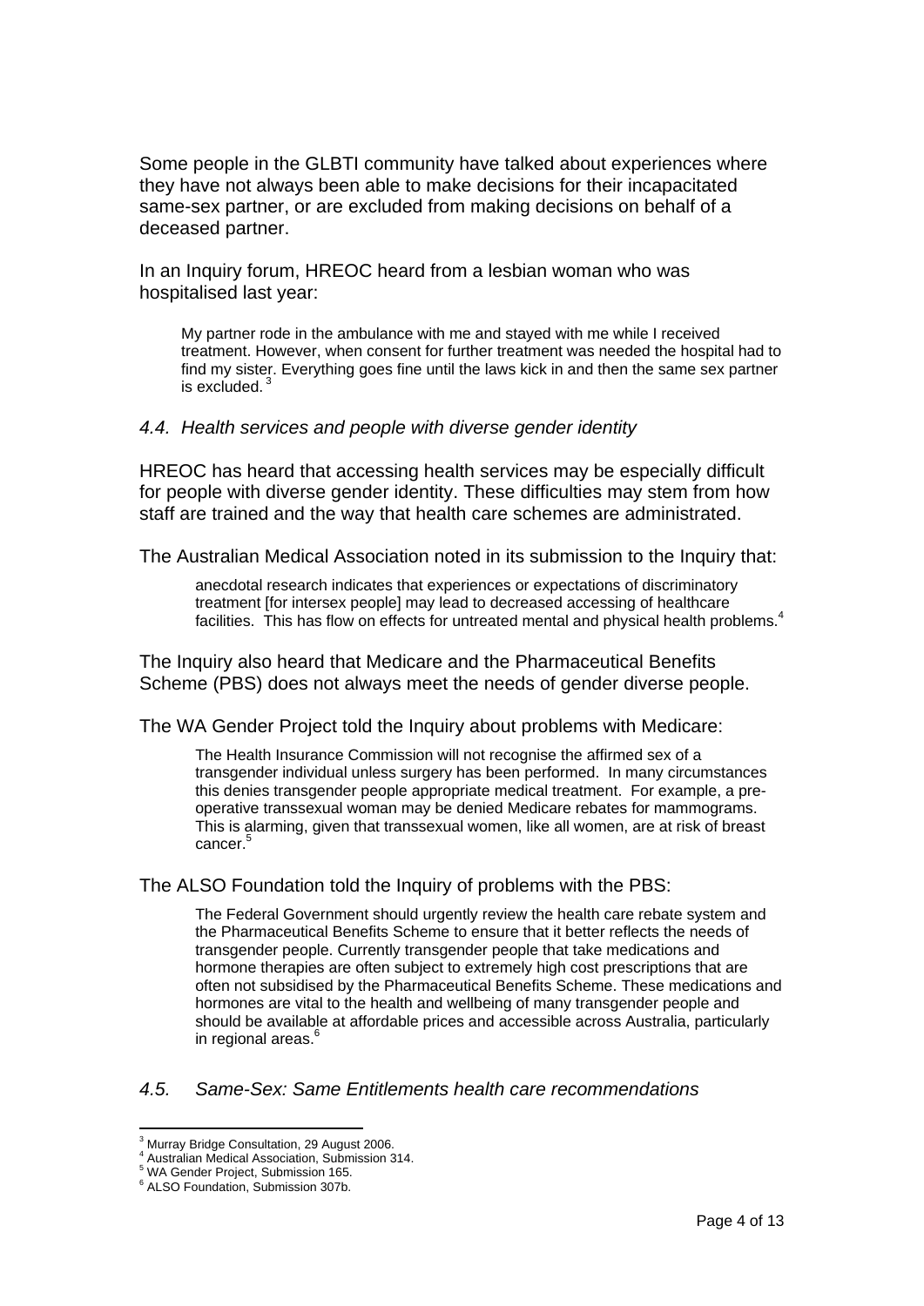Some people in the GLBTI community have talked about experiences where they have not always been able to make decisions for their incapacitated same-sex partner, or are excluded from making decisions on behalf of a deceased partner.

In an Inquiry forum, HREOC heard from a lesbian woman who was hospitalised last year:

> My partner rode in the ambulance with me and stayed with me while I received treatment. However, when consent for further treatment was needed the hospital had to find my sister. Everything goes fine until the laws kick in and then the same sex partner is excluded.[3]

### *4.4. Health services and people with diverse gender identity*

HREOC has heard that accessing health services may be especially difficult for people with diverse gender identity. These difficulties may stem from how staff are trained and the way that health care schemes are administrated.

The Australian Medical Association noted in its submission to the Inquiry that:

> anecdotal research indicates that experiences or expectations of discriminatory treatment [for intersex people] may lead to decreased accessing of healthcare facilities. This has flow on effects for untreated mental and physical health problems.[4]

The Inquiry also heard that Medicare and the Pharmaceutical Benefits Scheme (PBS) does not always meet the needs of gender diverse people.

The WA Gender Project told the Inquiry about problems with Medicare:

> The Health Insurance Commission will not recognise the affirmed sex of a transgender individual unless surgery has been performed. In many circumstances this denies transgender people appropriate medical treatment. For example, a pre-operative transsexual woman may be denied Medicare rebates for mammograms. This is alarming, given that transsexual women, like all women, are at risk of breast cancer.[5]

The ALSO Foundation told the Inquiry of problems with the PBS:

> The Federal Government should urgently review the health care rebate system and the Pharmaceutical Benefits Scheme to ensure that it better reflects the needs of transgender people. Currently transgender people that take medications and hormone therapies are often subject to extremely high cost prescriptions that are often not subsidised by the Pharmaceutical Benefits Scheme. These medications and hormones are vital to the health and wellbeing of many transgender people and should be available at affordable prices and accessible across Australia, particularly in regional areas.[6]

### *4.5. Same-Sex: Same Entitlements health care recommendations*

---

[3] Murray Bridge Consultation, 29 August 2006.
[4] Australian Medical Association, Submission 314.
[5] WA Gender Project, Submission 165.
[6] ALSO Foundation, Submission 307b.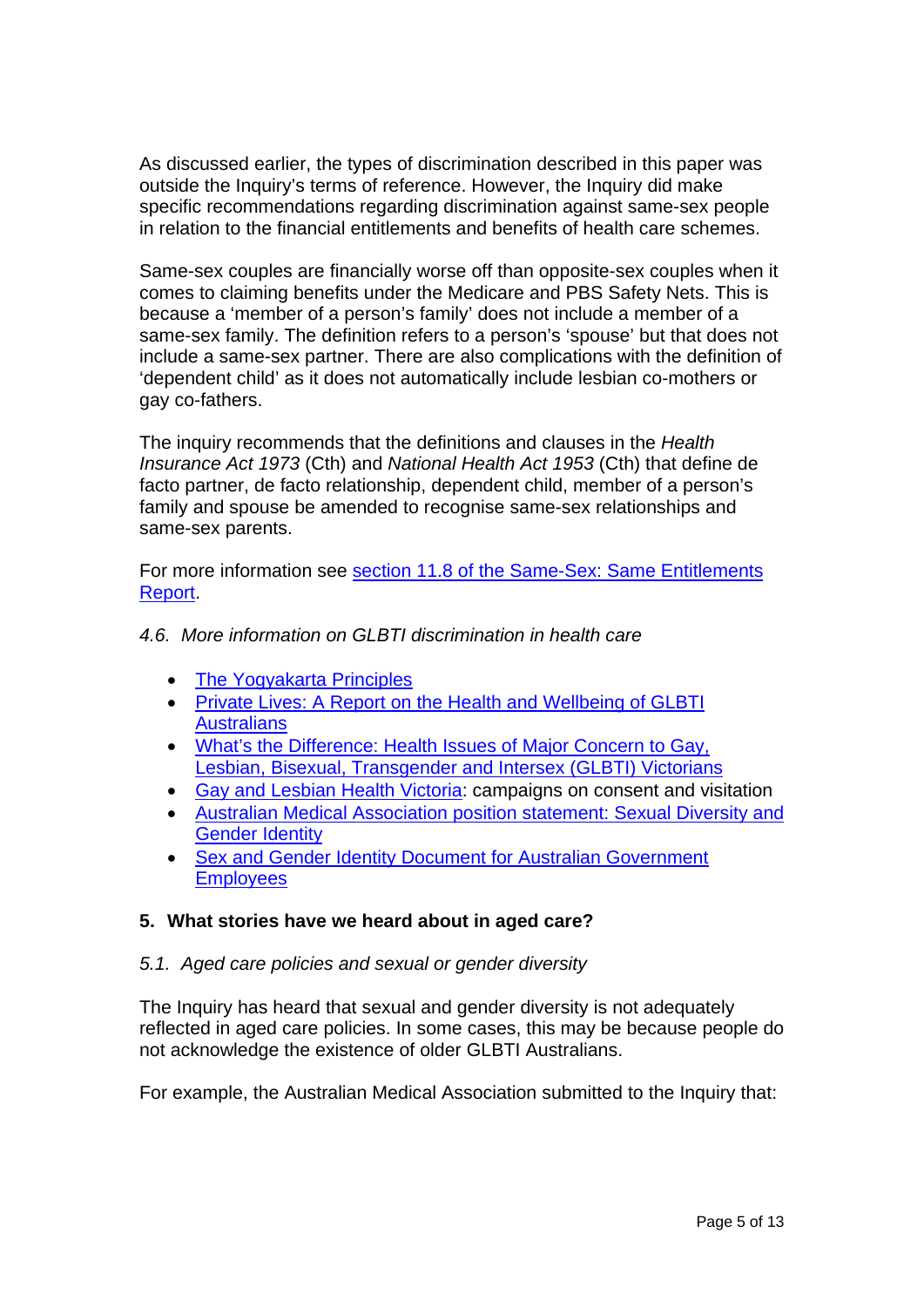As discussed earlier, the types of discrimination described in this paper was outside the Inquiry's terms of reference. However, the Inquiry did make specific recommendations regarding discrimination against same-sex people in relation to the financial entitlements and benefits of health care schemes.

Same-sex couples are financially worse off than opposite-sex couples when it comes to claiming benefits under the Medicare and PBS Safety Nets. This is because a 'member of a person's family' does not include a member of a same-sex family. The definition refers to a person's 'spouse' but that does not include a same-sex partner. There are also complications with the definition of 'dependent child' as it does not automatically include lesbian co-mothers or gay co-fathers.

The inquiry recommends that the definitions and clauses in the *Health Insurance Act 1973* (Cth) and *National Health Act 1953* (Cth) that define de facto partner, de facto relationship, dependent child, member of a person's family and spouse be amended to recognise same-sex relationships and same-sex parents.

For more information see section 11.8 of the Same-Sex: Same Entitlements Report.

### *4.6. More information on GLBTI discrimination in health care*

- The Yogyakarta Principles
- Private Lives: A Report on the Health and Wellbeing of GLBTI Australians
- What's the Difference: Health Issues of Major Concern to Gay, Lesbian, Bisexual, Transgender and Intersex (GLBTI) Victorians
- Gay and Lesbian Health Victoria: campaigns on consent and visitation
- Australian Medical Association position statement: Sexual Diversity and Gender Identity
- Sex and Gender Identity Document for Australian Government Employees

## 5. What stories have we heard about in aged care?

### *5.1. Aged care policies and sexual or gender diversity*

The Inquiry has heard that sexual and gender diversity is not adequately reflected in aged care policies. In some cases, this may be because people do not acknowledge the existence of older GLBTI Australians.

For example, the Australian Medical Association submitted to the Inquiry that: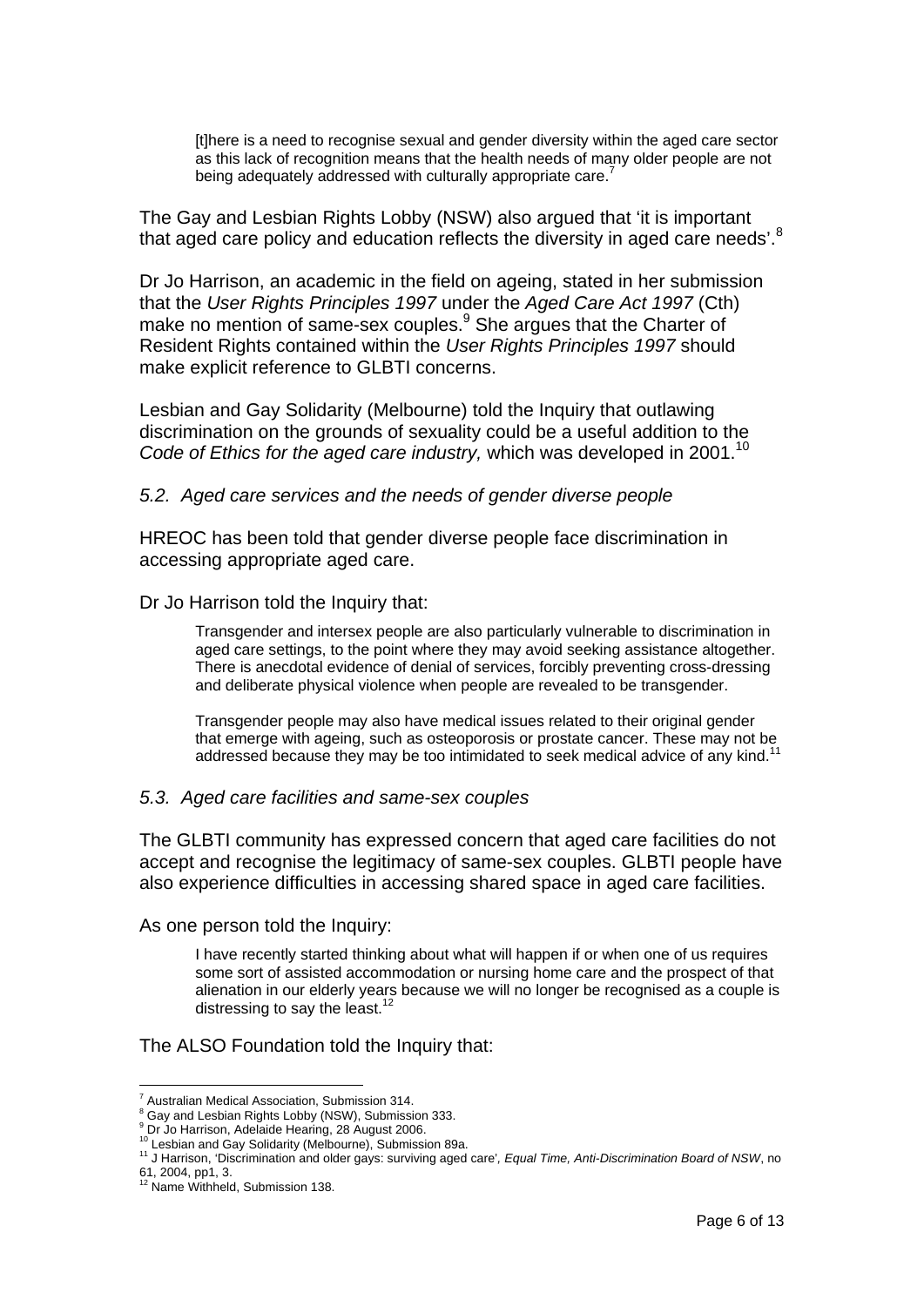> [t]here is a need to recognise sexual and gender diversity within the aged care sector as this lack of recognition means that the health needs of many older people are not being adequately addressed with culturally appropriate care.[7]

The Gay and Lesbian Rights Lobby (NSW) also argued that 'it is important that aged care policy and education reflects the diversity in aged care needs'.[8]

Dr Jo Harrison, an academic in the field on ageing, stated in her submission that the *User Rights Principles 1997* under the *Aged Care Act 1997* (Cth) make no mention of same-sex couples.[9] She argues that the Charter of Resident Rights contained within the *User Rights Principles 1997* should make explicit reference to GLBTI concerns.

Lesbian and Gay Solidarity (Melbourne) told the Inquiry that outlawing discrimination on the grounds of sexuality could be a useful addition to the *Code of Ethics for the aged care industry,* which was developed in 2001.[10]

### *5.2. Aged care services and the needs of gender diverse people*

HREOC has been told that gender diverse people face discrimination in accessing appropriate aged care.

Dr Jo Harrison told the Inquiry that:

> Transgender and intersex people are also particularly vulnerable to discrimination in aged care settings, to the point where they may avoid seeking assistance altogether. There is anecdotal evidence of denial of services, forcibly preventing cross-dressing and deliberate physical violence when people are revealed to be transgender.
>
> Transgender people may also have medical issues related to their original gender that emerge with ageing, such as osteoporosis or prostate cancer. These may not be addressed because they may be too intimidated to seek medical advice of any kind.[11]

### *5.3. Aged care facilities and same-sex couples*

The GLBTI community has expressed concern that aged care facilities do not accept and recognise the legitimacy of same-sex couples. GLBTI people have also experience difficulties in accessing shared space in aged care facilities.

As one person told the Inquiry:

> I have recently started thinking about what will happen if or when one of us requires some sort of assisted accommodation or nursing home care and the prospect of that alienation in our elderly years because we will no longer be recognised as a couple is distressing to say the least.[12]

The ALSO Foundation told the Inquiry that:

---

[7] Australian Medical Association, Submission 314.
[8] Gay and Lesbian Rights Lobby (NSW), Submission 333.
[9] Dr Jo Harrison, Adelaide Hearing, 28 August 2006.
[10] Lesbian and Gay Solidarity (Melbourne), Submission 89a.
[11] J Harrison, 'Discrimination and older gays: surviving aged care', *Equal Time, Anti-Discrimination Board of NSW*, no 61, 2004, pp1, 3.
[12] Name Withheld, Submission 138.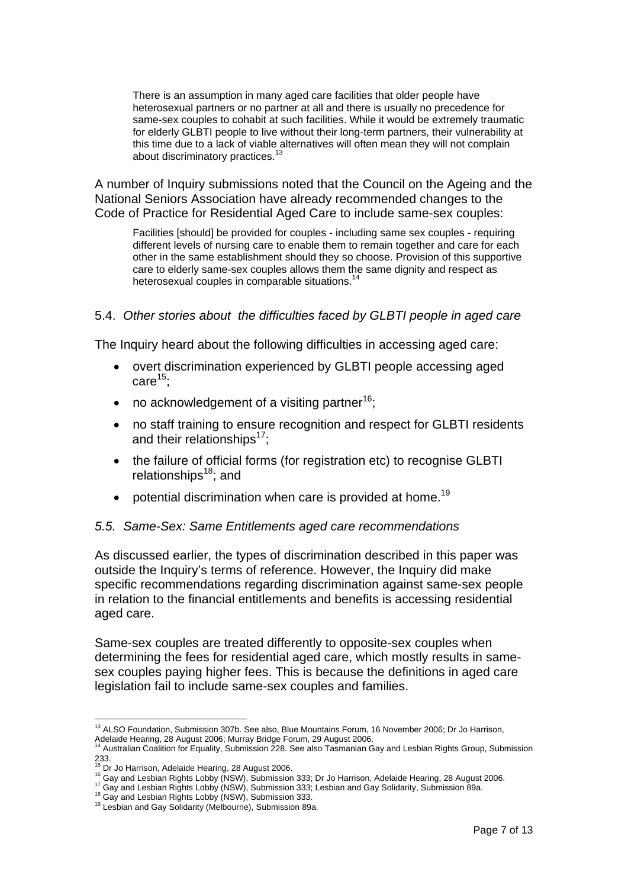> There is an assumption in many aged care facilities that older people have heterosexual partners or no partner at all and there is usually no precedence for same-sex couples to cohabit at such facilities. While it would be extremely traumatic for elderly GLBTI people to live without their long-term partners, their vulnerability at this time due to a lack of viable alternatives will often mean they will not complain about discriminatory practices.[13]

A number of Inquiry submissions noted that the Council on the Ageing and the National Seniors Association have already recommended changes to the Code of Practice for Residential Aged Care to include same-sex couples:

> Facilities [should] be provided for couples - including same sex couples - requiring different levels of nursing care to enable them to remain together and care for each other in the same establishment should they so choose. Provision of this supportive care to elderly same-sex couples allows them the same dignity and respect as heterosexual couples in comparable situations.[14]

### 5.4. *Other stories about the difficulties faced by GLBTI people in aged care*

The Inquiry heard about the following difficulties in accessing aged care:

- overt discrimination experienced by GLBTI people accessing aged care[15];
- no acknowledgement of a visiting partner[16];
- no staff training to ensure recognition and respect for GLBTI residents and their relationships[17];
- the failure of official forms (for registration etc) to recognise GLBTI relationships[18]; and
- potential discrimination when care is provided at home.[19]

### *5.5. Same-Sex: Same Entitlements aged care recommendations*

As discussed earlier, the types of discrimination described in this paper was outside the Inquiry's terms of reference. However, the Inquiry did make specific recommendations regarding discrimination against same-sex people in relation to the financial entitlements and benefits is accessing residential aged care.

Same-sex couples are treated differently to opposite-sex couples when determining the fees for residential aged care, which mostly results in same-sex couples paying higher fees. This is because the definitions in aged care legislation fail to include same-sex couples and families.

---

[13] ALSO Foundation, Submission 307b. See also, Blue Mountains Forum, 16 November 2006; Dr Jo Harrison, Adelaide Hearing, 28 August 2006; Murray Bridge Forum, 29 August 2006.

[14] Australian Coalition for Equality, Submission 228. See also Tasmanian Gay and Lesbian Rights Group, Submission 233.

[15] Dr Jo Harrison, Adelaide Hearing, 28 August 2006.

[16] Gay and Lesbian Rights Lobby (NSW), Submission 333; Dr Jo Harrison, Adelaide Hearing, 28 August 2006.

[17] Gay and Lesbian Rights Lobby (NSW), Submission 333; Lesbian and Gay Solidarity, Submission 89a.

[18] Gay and Lesbian Rights Lobby (NSW), Submission 333.

[19] Lesbian and Gay Solidarity (Melbourne), Submission 89a.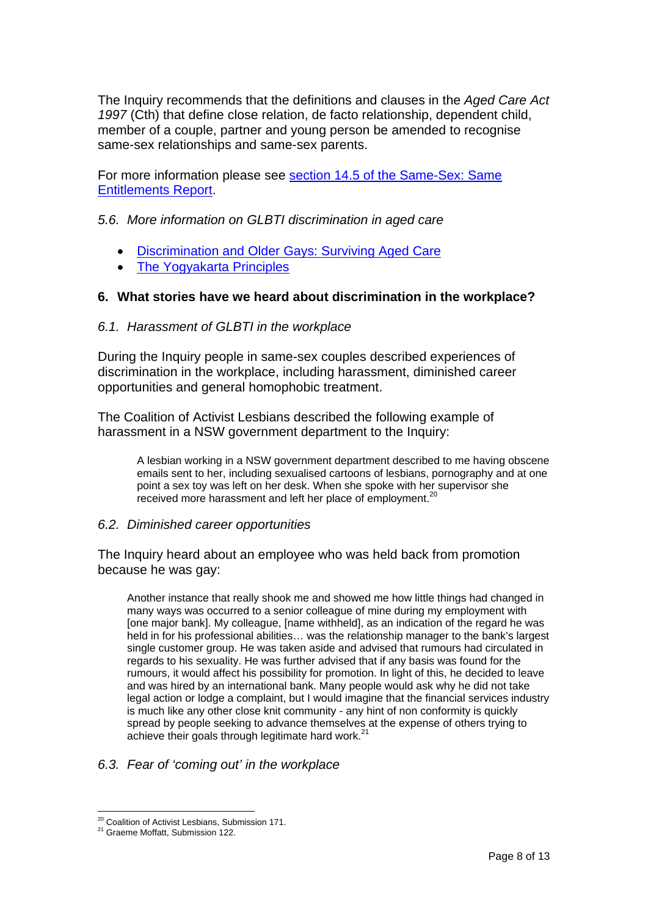The Inquiry recommends that the definitions and clauses in the *Aged Care Act 1997* (Cth) that define close relation, de facto relationship, dependent child, member of a couple, partner and young person be amended to recognise same-sex relationships and same-sex parents.

For more information please see section 14.5 of the Same-Sex: Same Entitlements Report.

### *5.6. More information on GLBTI discrimination in aged care*

- Discrimination and Older Gays: Surviving Aged Care
- The Yogyakarta Principles

## 6. What stories have we heard about discrimination in the workplace?

### *6.1. Harassment of GLBTI in the workplace*

During the Inquiry people in same-sex couples described experiences of discrimination in the workplace, including harassment, diminished career opportunities and general homophobic treatment.

The Coalition of Activist Lesbians described the following example of harassment in a NSW government department to the Inquiry:

> A lesbian working in a NSW government department described to me having obscene emails sent to her, including sexualised cartoons of lesbians, pornography and at one point a sex toy was left on her desk. When she spoke with her supervisor she received more harassment and left her place of employment.[20]

### *6.2. Diminished career opportunities*

The Inquiry heard about an employee who was held back from promotion because he was gay:

> Another instance that really shook me and showed me how little things had changed in many ways was occurred to a senior colleague of mine during my employment with [one major bank]. My colleague, [name withheld], as an indication of the regard he was held in for his professional abilities… was the relationship manager to the bank's largest single customer group. He was taken aside and advised that rumours had circulated in regards to his sexuality. He was further advised that if any basis was found for the rumours, it would affect his possibility for promotion. In light of this, he decided to leave and was hired by an international bank. Many people would ask why he did not take legal action or lodge a complaint, but I would imagine that the financial services industry is much like any other close knit community - any hint of non conformity is quickly spread by people seeking to advance themselves at the expense of others trying to achieve their goals through legitimate hard work.[21]

### *6.3. Fear of 'coming out' in the workplace*

[20] Coalition of Activist Lesbians, Submission 171.

[21] Graeme Moffatt, Submission 122.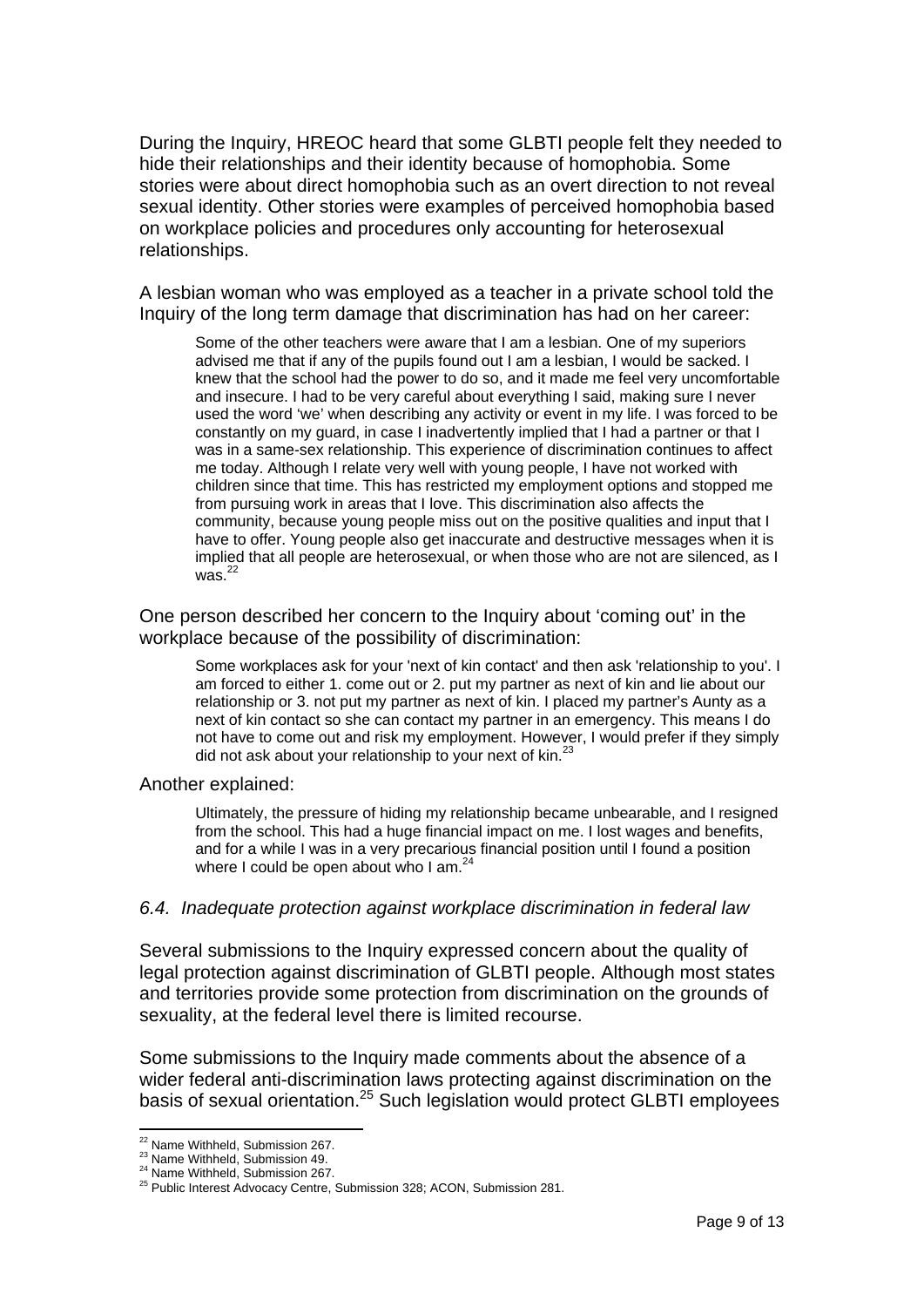During the Inquiry, HREOC heard that some GLBTI people felt they needed to hide their relationships and their identity because of homophobia. Some stories were about direct homophobia such as an overt direction to not reveal sexual identity. Other stories were examples of perceived homophobia based on workplace policies and procedures only accounting for heterosexual relationships.

A lesbian woman who was employed as a teacher in a private school told the Inquiry of the long term damage that discrimination has had on her career:

> Some of the other teachers were aware that I am a lesbian. One of my superiors advised me that if any of the pupils found out I am a lesbian, I would be sacked. I knew that the school had the power to do so, and it made me feel very uncomfortable and insecure. I had to be very careful about everything I said, making sure I never used the word 'we' when describing any activity or event in my life. I was forced to be constantly on my guard, in case I inadvertently implied that I had a partner or that I was in a same-sex relationship. This experience of discrimination continues to affect me today. Although I relate very well with young people, I have not worked with children since that time. This has restricted my employment options and stopped me from pursuing work in areas that I love. This discrimination also affects the community, because young people miss out on the positive qualities and input that I have to offer. Young people also get inaccurate and destructive messages when it is implied that all people are heterosexual, or when those who are not are silenced, as I was.[22]

One person described her concern to the Inquiry about 'coming out' in the workplace because of the possibility of discrimination:

> Some workplaces ask for your 'next of kin contact' and then ask 'relationship to you'. I am forced to either 1. come out or 2. put my partner as next of kin and lie about our relationship or 3. not put my partner as next of kin. I placed my partner's Aunty as a next of kin contact so she can contact my partner in an emergency. This means I do not have to come out and risk my employment. However, I would prefer if they simply did not ask about your relationship to your next of kin.[23]

Another explained:

> Ultimately, the pressure of hiding my relationship became unbearable, and I resigned from the school. This had a huge financial impact on me. I lost wages and benefits, and for a while I was in a very precarious financial position until I found a position where I could be open about who I am.[24]

### *6.4. Inadequate protection against workplace discrimination in federal law*

Several submissions to the Inquiry expressed concern about the quality of legal protection against discrimination of GLBTI people. Although most states and territories provide some protection from discrimination on the grounds of sexuality, at the federal level there is limited recourse.

Some submissions to the Inquiry made comments about the absence of a wider federal anti-discrimination laws protecting against discrimination on the basis of sexual orientation.[25] Such legislation would protect GLBTI employees

---

[22] Name Withheld, Submission 267.
[23] Name Withheld, Submission 49.
[24] Name Withheld, Submission 267.
[25] Public Interest Advocacy Centre, Submission 328; ACON, Submission 281.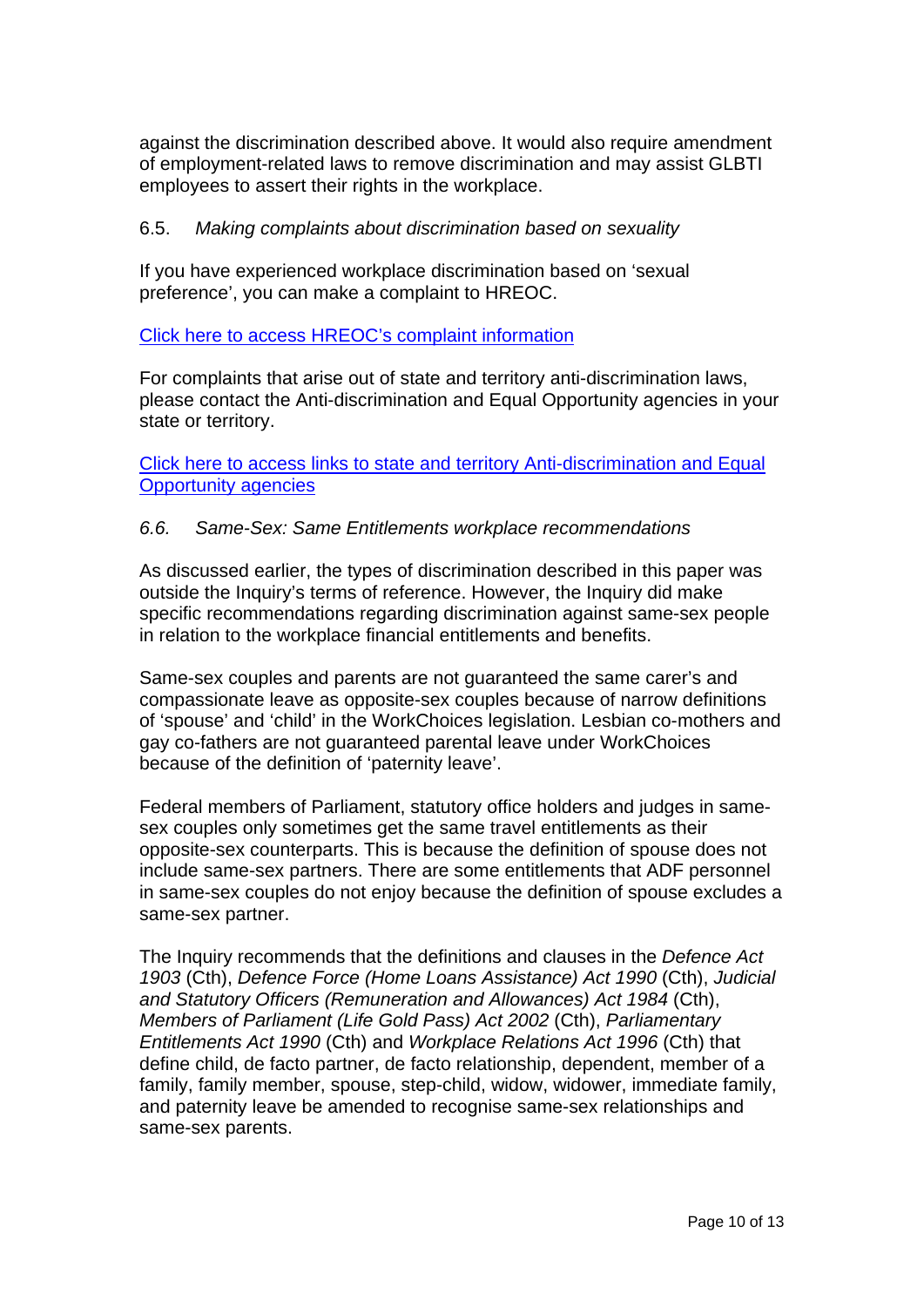against the discrimination described above. It would also require amendment of employment-related laws to remove discrimination and may assist GLBTI employees to assert their rights in the workplace.

### 6.5. *Making complaints about discrimination based on sexuality*

If you have experienced workplace discrimination based on 'sexual preference', you can make a complaint to HREOC.

[Click here to access HREOC's complaint information]

For complaints that arise out of state and territory anti-discrimination laws, please contact the Anti-discrimination and Equal Opportunity agencies in your state or territory.

[Click here to access links to state and territory Anti-discrimination and Equal Opportunity agencies]

### *6.6. Same-Sex: Same Entitlements workplace recommendations*

As discussed earlier, the types of discrimination described in this paper was outside the Inquiry's terms of reference. However, the Inquiry did make specific recommendations regarding discrimination against same-sex people in relation to the workplace financial entitlements and benefits.

Same-sex couples and parents are not guaranteed the same carer's and compassionate leave as opposite-sex couples because of narrow definitions of 'spouse' and 'child' in the WorkChoices legislation. Lesbian co-mothers and gay co-fathers are not guaranteed parental leave under WorkChoices because of the definition of 'paternity leave'.

Federal members of Parliament, statutory office holders and judges in same-sex couples only sometimes get the same travel entitlements as their opposite-sex counterparts. This is because the definition of spouse does not include same-sex partners. There are some entitlements that ADF personnel in same-sex couples do not enjoy because the definition of spouse excludes a same-sex partner.

The Inquiry recommends that the definitions and clauses in the *Defence Act 1903* (Cth), *Defence Force (Home Loans Assistance) Act 1990* (Cth), *Judicial and Statutory Officers (Remuneration and Allowances) Act 1984* (Cth), *Members of Parliament (Life Gold Pass) Act 2002* (Cth), *Parliamentary Entitlements Act 1990* (Cth) and *Workplace Relations Act 1996* (Cth) that define child, de facto partner, de facto relationship, dependent, member of a family, family member, spouse, step-child, widow, widower, immediate family, and paternity leave be amended to recognise same-sex relationships and same-sex parents.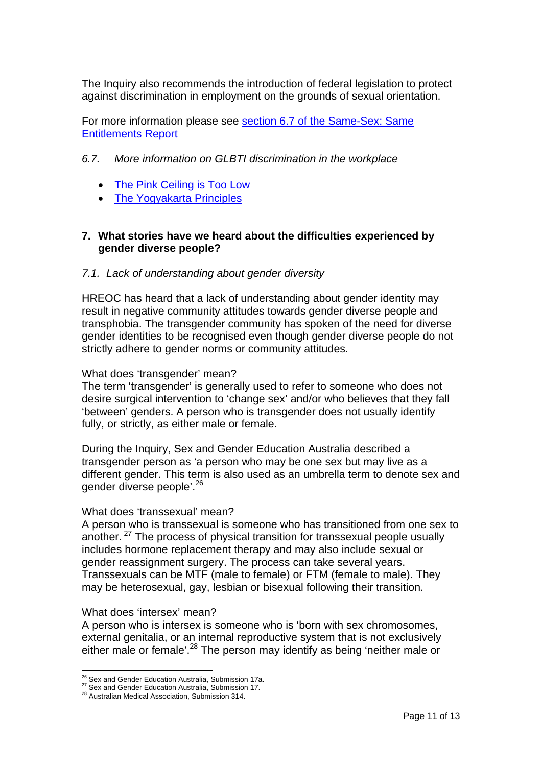The Inquiry also recommends the introduction of federal legislation to protect against discrimination in employment on the grounds of sexual orientation.

For more information please see [section 6.7 of the Same-Sex: Same Entitlements Report]()

### *6.7. More information on GLBTI discrimination in the workplace*

- [The Pink Ceiling is Too Low]()
- [The Yogyakarta Principles]()

## 7. What stories have we heard about the difficulties experienced by gender diverse people?

### *7.1. Lack of understanding about gender diversity*

HREOC has heard that a lack of understanding about gender identity may result in negative community attitudes towards gender diverse people and transphobia. The transgender community has spoken of the need for diverse gender identities to be recognised even though gender diverse people do not strictly adhere to gender norms or community attitudes.

What does 'transgender' mean?
The term 'transgender' is generally used to refer to someone who does not desire surgical intervention to 'change sex' and/or who believes that they fall 'between' genders. A person who is transgender does not usually identify fully, or strictly, as either male or female.

During the Inquiry, Sex and Gender Education Australia described a transgender person as 'a person who may be one sex but may live as a different gender. This term is also used as an umbrella term to denote sex and gender diverse people'.[26]

What does 'transsexual' mean?
A person who is transsexual is someone who has transitioned from one sex to another.[27] The process of physical transition for transsexual people usually includes hormone replacement therapy and may also include sexual or gender reassignment surgery. The process can take several years. Transsexuals can be MTF (male to female) or FTM (female to male). They may be heterosexual, gay, lesbian or bisexual following their transition.

What does 'intersex' mean?
A person who is intersex is someone who is 'born with sex chromosomes, external genitalia, or an internal reproductive system that is not exclusively either male or female'.[28] The person may identify as being 'neither male or

---

[26] Sex and Gender Education Australia, Submission 17a.
[27] Sex and Gender Education Australia, Submission 17.
[28] Australian Medical Association, Submission 314.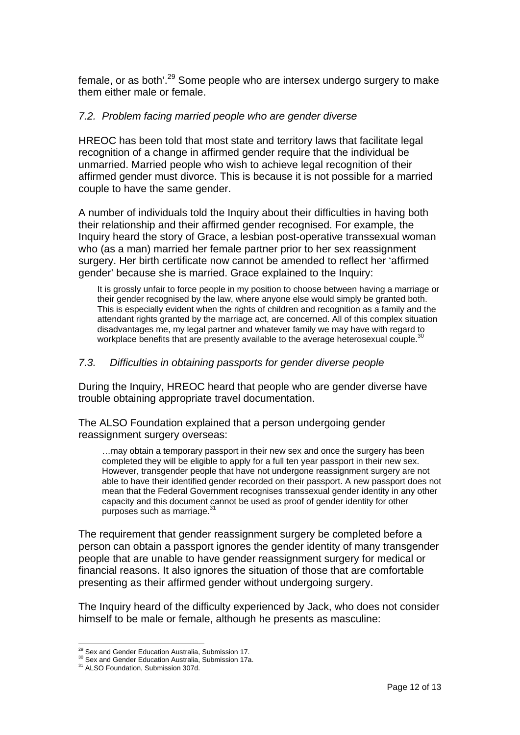female, or as both'.[29] Some people who are intersex undergo surgery to make them either male or female.

### *7.2. Problem facing married people who are gender diverse*

HREOC has been told that most state and territory laws that facilitate legal recognition of a change in affirmed gender require that the individual be unmarried. Married people who wish to achieve legal recognition of their affirmed gender must divorce. This is because it is not possible for a married couple to have the same gender.

A number of individuals told the Inquiry about their difficulties in having both their relationship and their affirmed gender recognised. For example, the Inquiry heard the story of Grace, a lesbian post-operative transsexual woman who (as a man) married her female partner prior to her sex reassignment surgery. Her birth certificate now cannot be amended to reflect her 'affirmed gender' because she is married. Grace explained to the Inquiry:

> It is grossly unfair to force people in my position to choose between having a marriage or their gender recognised by the law, where anyone else would simply be granted both. This is especially evident when the rights of children and recognition as a family and the attendant rights granted by the marriage act, are concerned. All of this complex situation disadvantages me, my legal partner and whatever family we may have with regard to workplace benefits that are presently available to the average heterosexual couple.[30]

### *7.3. Difficulties in obtaining passports for gender diverse people*

During the Inquiry, HREOC heard that people who are gender diverse have trouble obtaining appropriate travel documentation.

The ALSO Foundation explained that a person undergoing gender reassignment surgery overseas:

> …may obtain a temporary passport in their new sex and once the surgery has been completed they will be eligible to apply for a full ten year passport in their new sex. However, transgender people that have not undergone reassignment surgery are not able to have their identified gender recorded on their passport. A new passport does not mean that the Federal Government recognises transsexual gender identity in any other capacity and this document cannot be used as proof of gender identity for other purposes such as marriage.[31]

The requirement that gender reassignment surgery be completed before a person can obtain a passport ignores the gender identity of many transgender people that are unable to have gender reassignment surgery for medical or financial reasons. It also ignores the situation of those that are comfortable presenting as their affirmed gender without undergoing surgery.

The Inquiry heard of the difficulty experienced by Jack, who does not consider himself to be male or female, although he presents as masculine:

---

[29] Sex and Gender Education Australia, Submission 17.
[30] Sex and Gender Education Australia, Submission 17a.
[31] ALSO Foundation, Submission 307d.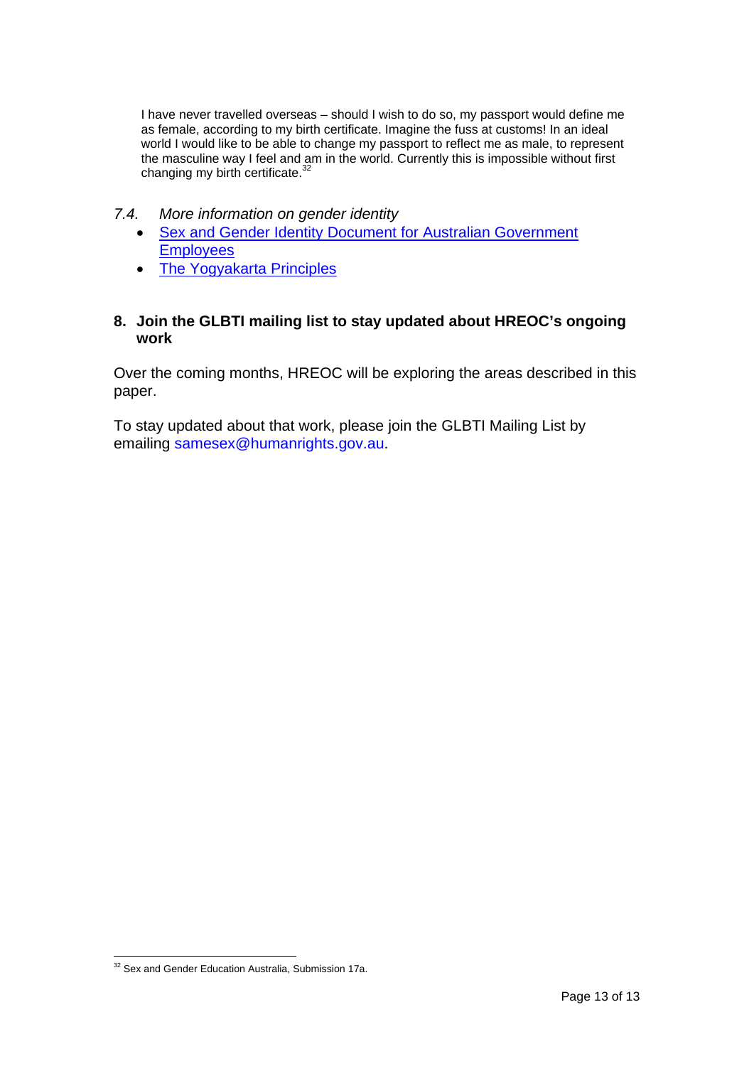> I have never travelled overseas – should I wish to do so, my passport would define me as female, according to my birth certificate. Imagine the fuss at customs! In an ideal world I would like to be able to change my passport to reflect me as male, to represent the masculine way I feel and am in the world. Currently this is impossible without first changing my birth certificate.[32]

### *7.4. More information on gender identity*

- Sex and Gender Identity Document for Australian Government Employees
- The Yogyakarta Principles

## 8. Join the GLBTI mailing list to stay updated about HREOC's ongoing work

Over the coming months, HREOC will be exploring the areas described in this paper.

To stay updated about that work, please join the GLBTI Mailing List by emailing samesex@humanrights.gov.au.

---

[32] Sex and Gender Education Australia, Submission 17a.